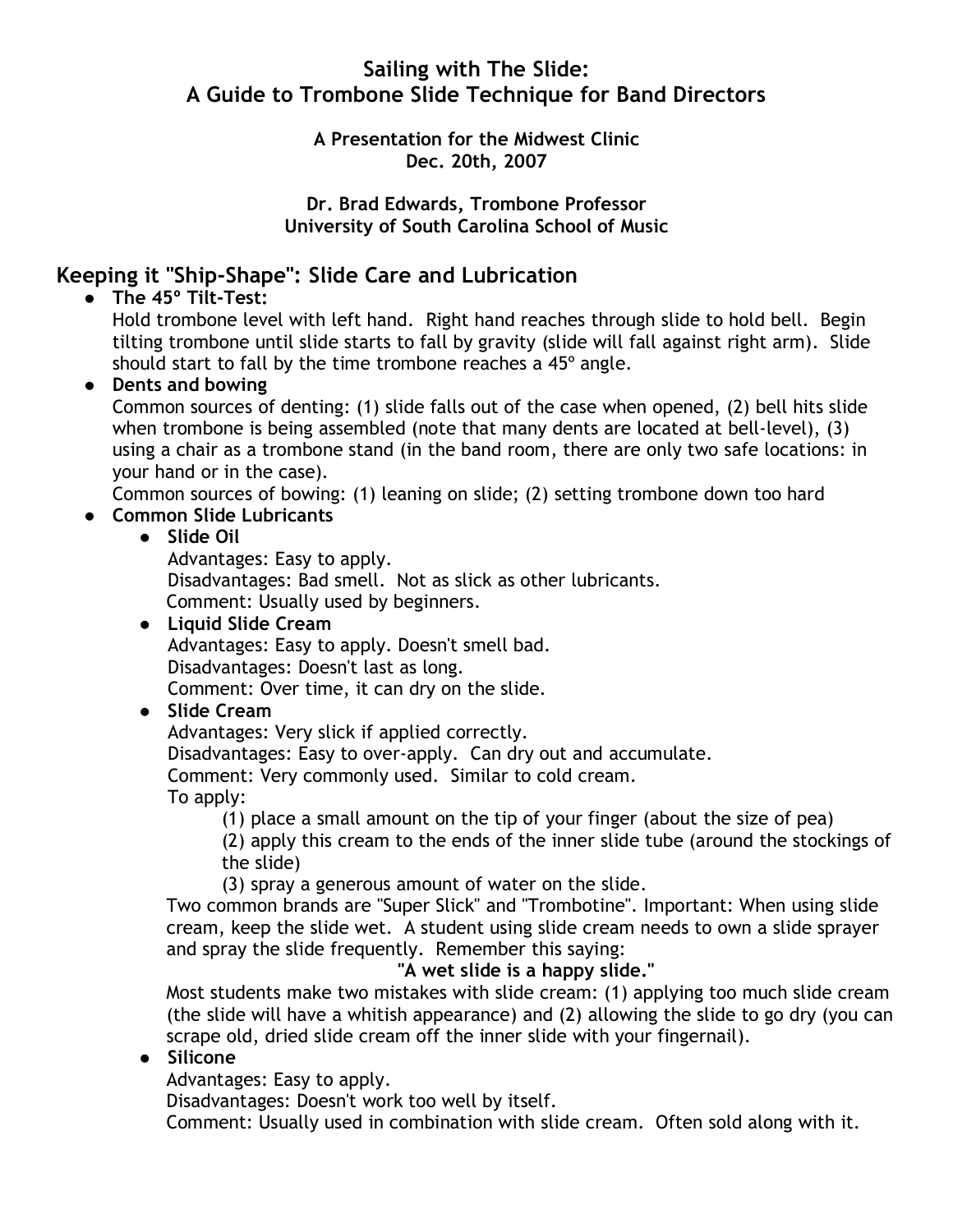# Sailing with The Slide: A Guide to Trombone Slide Technique for Band Directors

**A Presentation for the Midwest Clinic**
**Dec. 20th, 2007**

**Dr. Brad Edwards, Trombone Professor**
**University of South Carolina School of Music**

## Keeping it "Ship-Shape": Slide Care and Lubrication

- **The 45º Tilt-Test:**
  Hold trombone level with left hand. Right hand reaches through slide to hold bell. Begin tilting trombone until slide starts to fall by gravity (slide will fall against right arm). Slide should start to fall by the time trombone reaches a 45º angle.
- **Dents and bowing**
  Common sources of denting: (1) slide falls out of the case when opened, (2) bell hits slide when trombone is being assembled (note that many dents are located at bell-level), (3) using a chair as a trombone stand (in the band room, there are only two safe locations: in your hand or in the case).
  Common sources of bowing: (1) leaning on slide; (2) setting trombone down too hard
- **Common Slide Lubricants**
  - **Slide Oil**
    Advantages: Easy to apply.
    Disadvantages: Bad smell. Not as slick as other lubricants.
    Comment: Usually used by beginners.
  - **Liquid Slide Cream**
    Advantages: Easy to apply. Doesn't smell bad.
    Disadvantages: Doesn't last as long.
    Comment: Over time, it can dry on the slide.
  - **Slide Cream**
    Advantages: Very slick if applied correctly.
    Disadvantages: Easy to over-apply. Can dry out and accumulate.
    Comment: Very commonly used. Similar to cold cream.
    To apply:
    (1) place a small amount on the tip of your finger (about the size of pea)
    (2) apply this cream to the ends of the inner slide tube (around the stockings of the slide)
    (3) spray a generous amount of water on the slide.

    Two common brands are "Super Slick" and "Trombotine". Important: When using slide cream, keep the slide wet. A student using slide cream needs to own a slide sprayer and spray the slide frequently. Remember this saying:

    **"A wet slide is a happy slide."**

    Most students make two mistakes with slide cream: (1) applying too much slide cream (the slide will have a whitish appearance) and (2) allowing the slide to go dry (you can scrape old, dried slide cream off the inner slide with your fingernail).
  - **Silicone**
    Advantages: Easy to apply.
    Disadvantages: Doesn't work too well by itself.
    Comment: Usually used in combination with slide cream. Often sold along with it.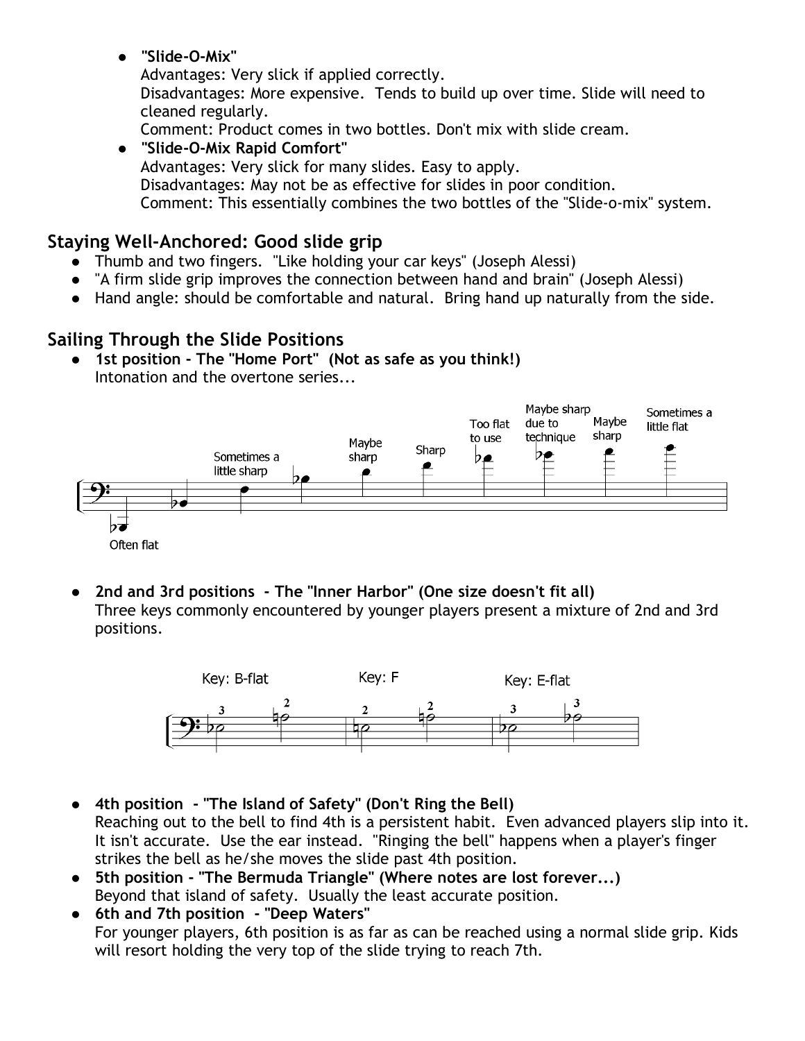- **"Slide-O-Mix"**
  Advantages: Very slick if applied correctly.
  Disadvantages: More expensive. Tends to build up over time. Slide will need to cleaned regularly.
  Comment: Product comes in two bottles. Don't mix with slide cream.
- **"Slide-O-Mix Rapid Comfort"**
  Advantages: Very slick for many slides. Easy to apply.
  Disadvantages: May not be as effective for slides in poor condition.
  Comment: This essentially combines the two bottles of the "Slide-o-mix" system.

## Staying Well-Anchored: Good slide grip

- Thumb and two fingers. "Like holding your car keys" (Joseph Alessi)
- "A firm slide grip improves the connection between hand and brain" (Joseph Alessi)
- Hand angle: should be comfortable and natural. Bring hand up naturally from the side.

## Sailing Through the Slide Positions

- **1st position - The "Home Port" (Not as safe as you think!)**
  Intonation and the overtone series...

  Often flat · Sometimes a little sharp · Maybe sharp · Sharp · Too flat to use · Maybe sharp due to technique · Maybe sharp · Sometimes a little flat

- **2nd and 3rd positions - The "Inner Harbor" (One size doesn't fit all)**
  Three keys commonly encountered by younger players present a mixture of 2nd and 3rd positions.

  Key: B-flat · Key: F · Key: E-flat

- **4th position - "The Island of Safety" (Don't Ring the Bell)**
  Reaching out to the bell to find 4th is a persistent habit. Even advanced players slip into it. It isn't accurate. Use the ear instead. "Ringing the bell" happens when a player's finger strikes the bell as he/she moves the slide past 4th position.
- **5th position - "The Bermuda Triangle" (Where notes are lost forever...)**
  Beyond that island of safety. Usually the least accurate position.
- **6th and 7th position - "Deep Waters"**
  For younger players, 6th position is as far as can be reached using a normal slide grip. Kids will resort holding the very top of the slide trying to reach 7th.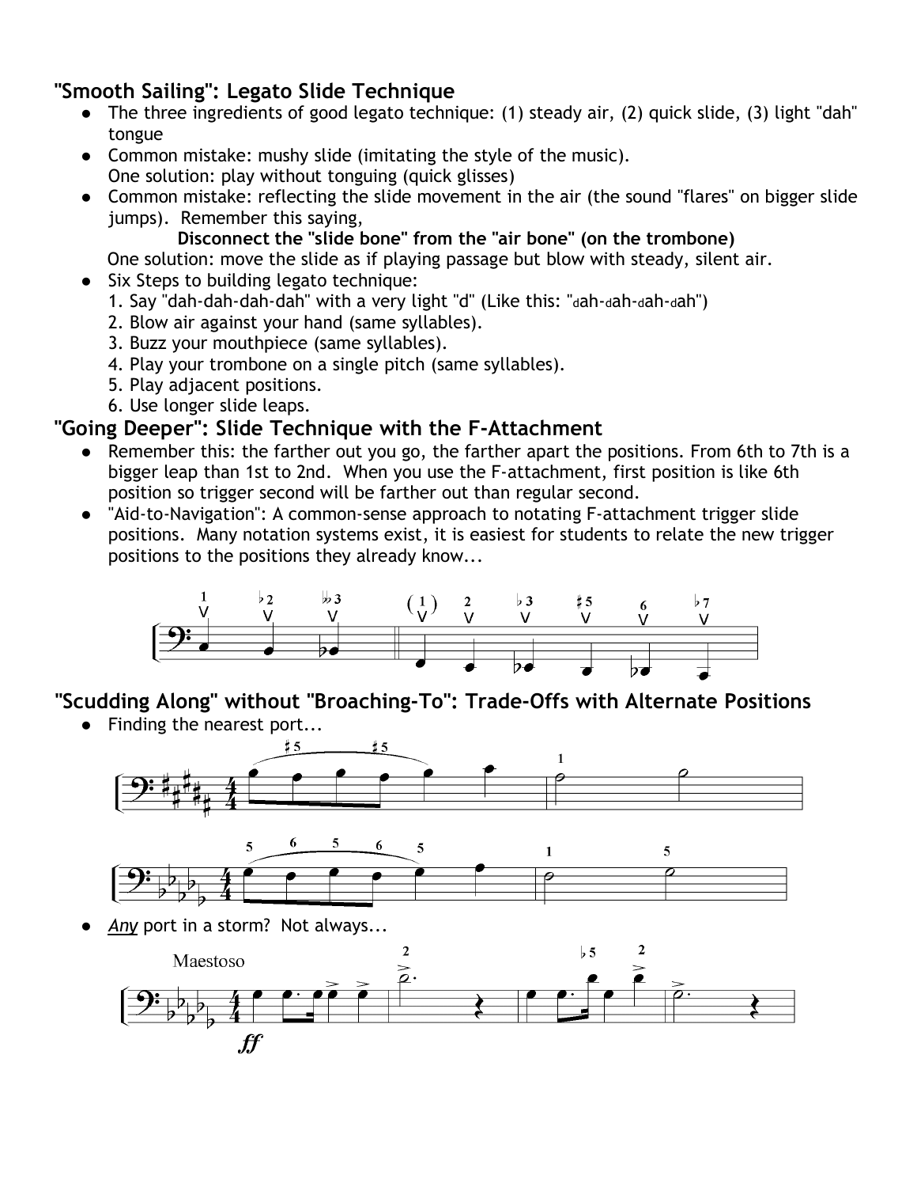## "Smooth Sailing": Legato Slide Technique

- The three ingredients of good legato technique: (1) steady air, (2) quick slide, (3) light "dah" tongue
- Common mistake: mushy slide (imitating the style of the music).
  One solution: play without tonguing (quick glisses)
- Common mistake: reflecting the slide movement in the air (the sound "flares" on bigger slide jumps). Remember this saying,

  **Disconnect the "slide bone" from the "air bone" (on the trombone)**

  One solution: move the slide as if playing passage but blow with steady, silent air.
- Six Steps to building legato technique:
  1. Say "dah-dah-dah-dah" with a very light "d" (Like this: "dah-dah-dah-dah")
  2. Blow air against your hand (same syllables).
  3. Buzz your mouthpiece (same syllables).
  4. Play your trombone on a single pitch (same syllables).
  5. Play adjacent positions.
  6. Use longer slide leaps.

## "Going Deeper": Slide Technique with the F-Attachment

- Remember this: the farther out you go, the farther apart the positions. From 6th to 7th is a bigger leap than 1st to 2nd. When you use the F-attachment, first position is like 6th position so trigger second will be farther out than regular second.
- "Aid-to-Navigation": A common-sense approach to notating F-attachment trigger slide positions. Many notation systems exist, it is easiest for students to relate the new trigger positions to the positions they already know...

## "Scudding Along" without "Broaching-To": Trade-Offs with Alternate Positions

- Finding the nearest port...
- *Any* port in a storm? Not always...

Maestoso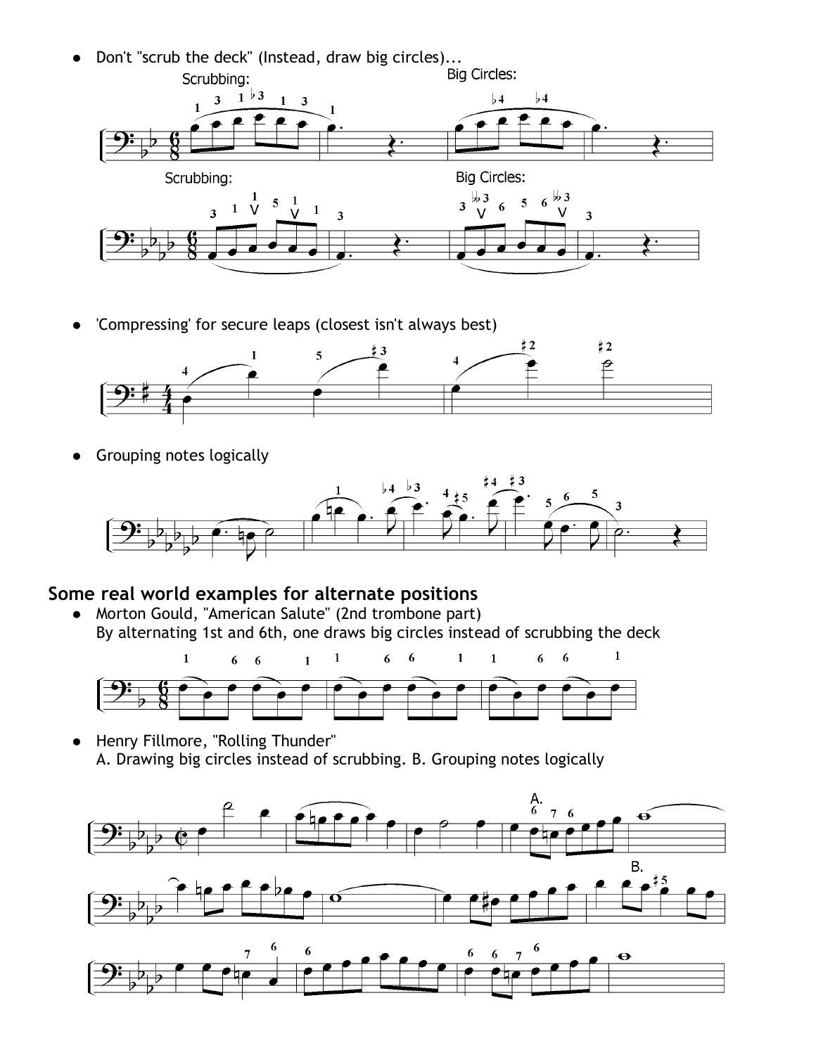- Don't "scrub the deck" (Instead, draw big circles)...

- 'Compressing' for secure leaps (closest isn't always best)

- Grouping notes logically

## Some real world examples for alternate positions

- Morton Gould, "American Salute" (2nd trombone part)
  By alternating 1st and 6th, one draws big circles instead of scrubbing the deck

- Henry Fillmore, "Rolling Thunder"
  A. Drawing big circles instead of scrubbing. B. Grouping notes logically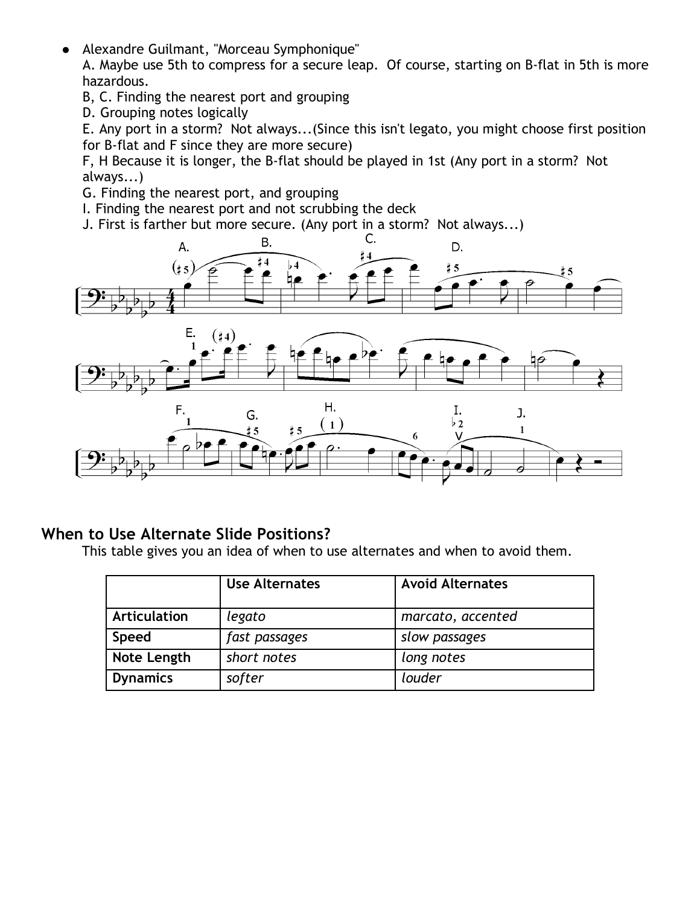- Alexandre Guilmant, "Morceau Symphonique"
  A. Maybe use 5th to compress for a secure leap. Of course, starting on B-flat in 5th is more hazardous.
  B, C. Finding the nearest port and grouping
  D. Grouping notes logically
  E. Any port in a storm? Not always...(Since this isn't legato, you might choose first position for B-flat and F since they are more secure)
  F, H Because it is longer, the B-flat should be played in 1st (Any port in a storm? Not always...)
  G. Finding the nearest port, and grouping
  I. Finding the nearest port and not scrubbing the deck
  J. First is farther but more secure. (Any port in a storm? Not always...)

## When to Use Alternate Slide Positions?

This table gives you an idea of when to use alternates and when to avoid them.

| | Use Alternates | Avoid Alternates |
|---|---|---|
| **Articulation** | *legato* | *marcato, accented* |
| **Speed** | *fast passages* | *slow passages* |
| **Note Length** | *short notes* | *long notes* |
| **Dynamics** | *softer* | *louder* |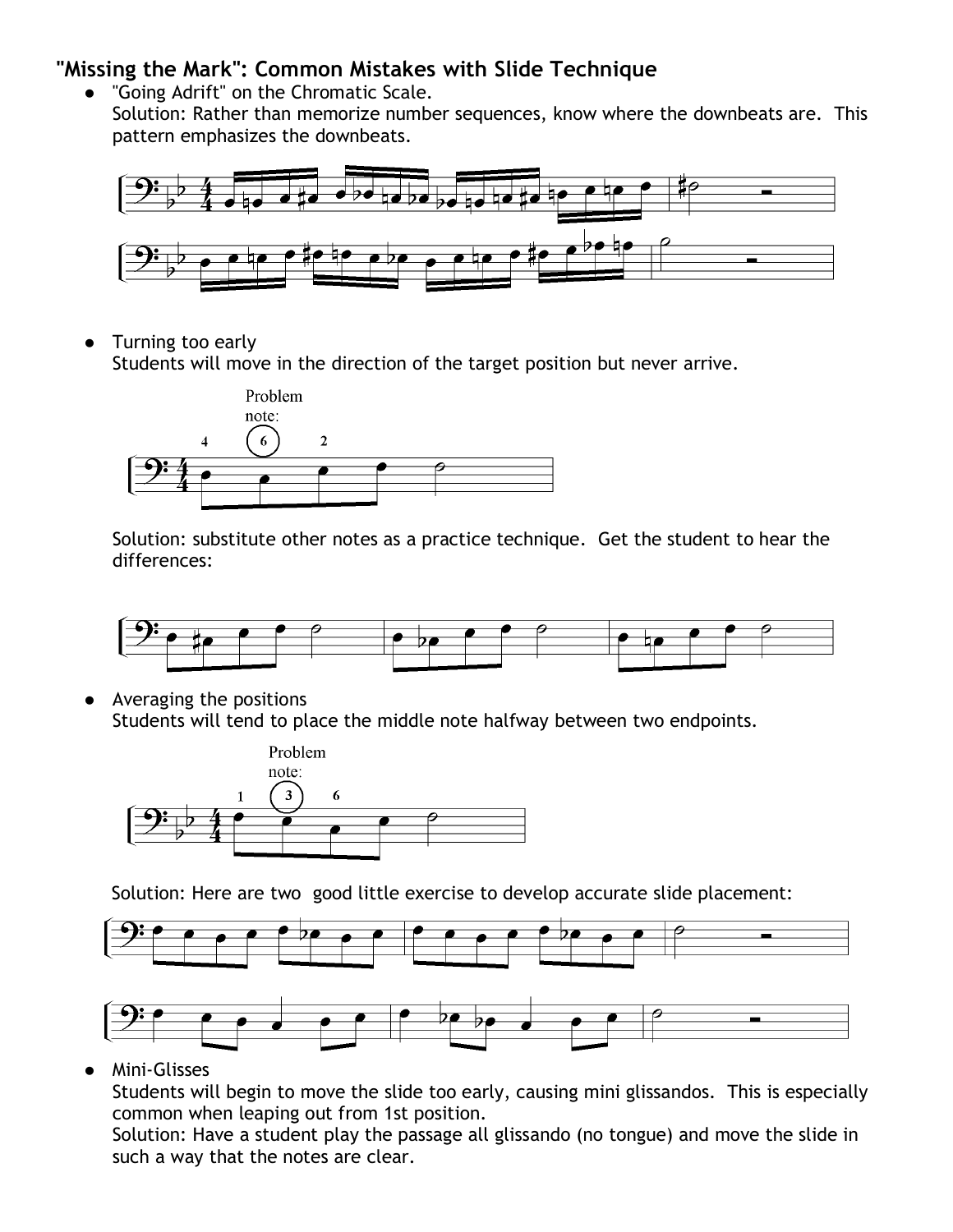## "Missing the Mark": Common Mistakes with Slide Technique

- "Going Adrift" on the Chromatic Scale.
  Solution: Rather than memorize number sequences, know where the downbeats are. This pattern emphasizes the downbeats.

- Turning too early
  Students will move in the direction of the target position but never arrive.

  Problem note:

  4 (6) 2

  Solution: substitute other notes as a practice technique. Get the student to hear the differences:

- Averaging the positions
  Students will tend to place the middle note halfway between two endpoints.

  Problem note:

  1 (3) 6

  Solution: Here are two good little exercise to develop accurate slide placement:

- Mini-Glisses
  Students will begin to move the slide too early, causing mini glissandos. This is especially common when leaping out from 1st position.
  Solution: Have a student play the passage all glissando (no tongue) and move the slide in such a way that the notes are clear.